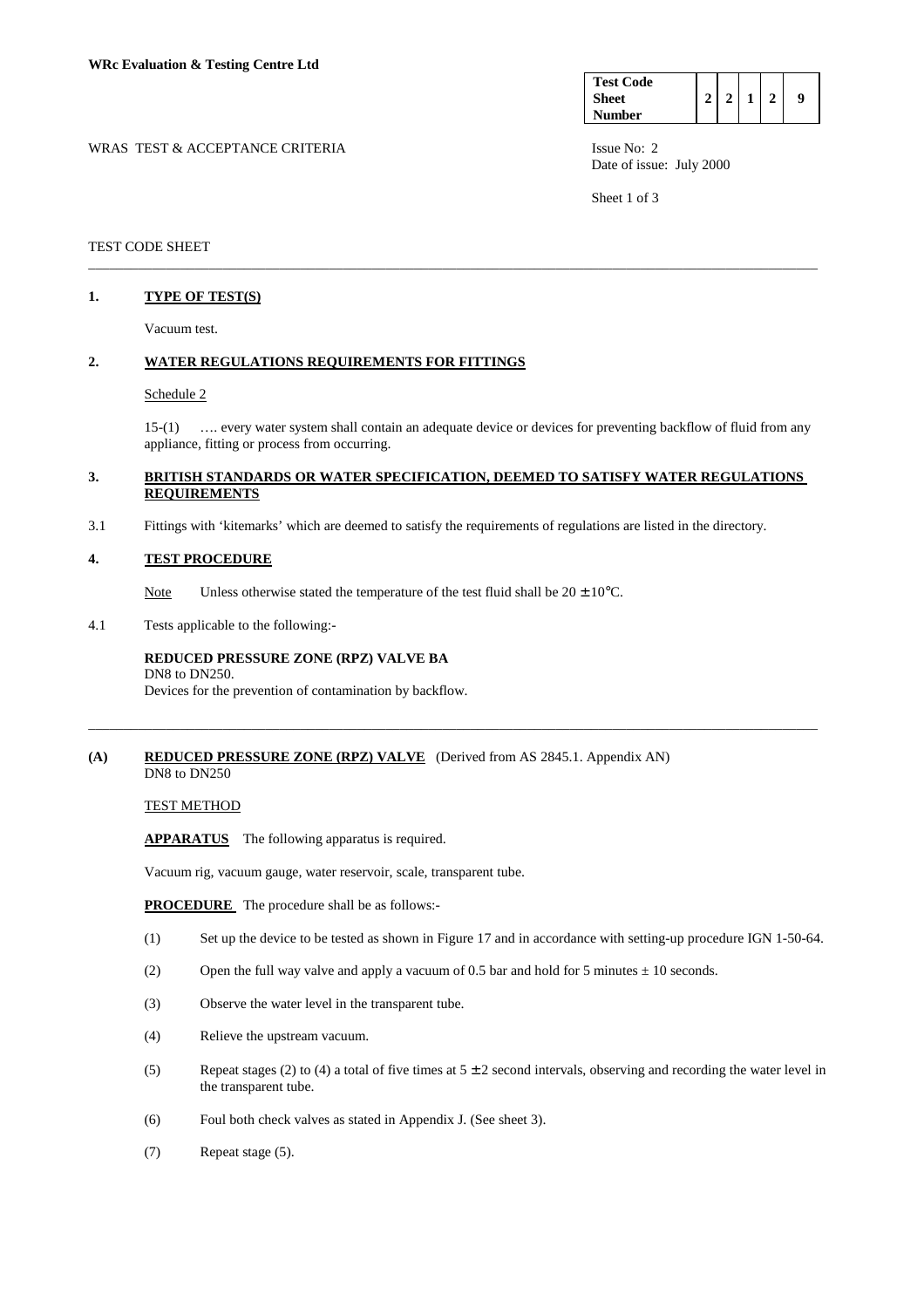**WRc Evaluation & Testing Centre Ltd**

| Test Code Sheet Number | 2 | 2 | 1 | 2 | 9 |
|---|---|---|---|---|---|

WRAS TEST & ACCEPTANCE CRITERIA

Issue No: 2
Date of issue: July 2000

TEST CODE SHEET

---

## 1. TYPE OF TEST(S)

Vacuum test.

## 2. WATER REGULATIONS REQUIREMENTS FOR FITTINGS

Schedule 2

15-(1) …. every water system shall contain an adequate device or devices for preventing backflow of fluid from any appliance, fitting or process from occurring.

## 3. BRITISH STANDARDS OR WATER SPECIFICATION, DEEMED TO SATISFY WATER REGULATIONS REQUIREMENTS

3.1 Fittings with 'kitemarks' which are deemed to satisfy the requirements of regulations are listed in the directory.

## 4. TEST PROCEDURE

Note Unless otherwise stated the temperature of the test fluid shall be 20 ± 10°C.

4.1 Tests applicable to the following:-

**REDUCED PRESSURE ZONE (RPZ) VALVE BA**
DN8 to DN250.
Devices for the prevention of contamination by backflow.

---

### (A) REDUCED PRESSURE ZONE (RPZ) VALVE (Derived from AS 2845.1. Appendix AN)

DN8 to DN250

TEST METHOD

**APPARATUS** The following apparatus is required.

Vacuum rig, vacuum gauge, water reservoir, scale, transparent tube.

**PROCEDURE** The procedure shall be as follows:-

(1) Set up the device to be tested as shown in Figure 17 and in accordance with setting-up procedure IGN 1-50-64.

(2) Open the full way valve and apply a vacuum of 0.5 bar and hold for 5 minutes ± 10 seconds.

(3) Observe the water level in the transparent tube.

(4) Relieve the upstream vacuum.

(5) Repeat stages (2) to (4) a total of five times at 5 ± 2 second intervals, observing and recording the water level in the transparent tube.

(6) Foul both check valves as stated in Appendix J. (See sheet 3).

(7) Repeat stage (5).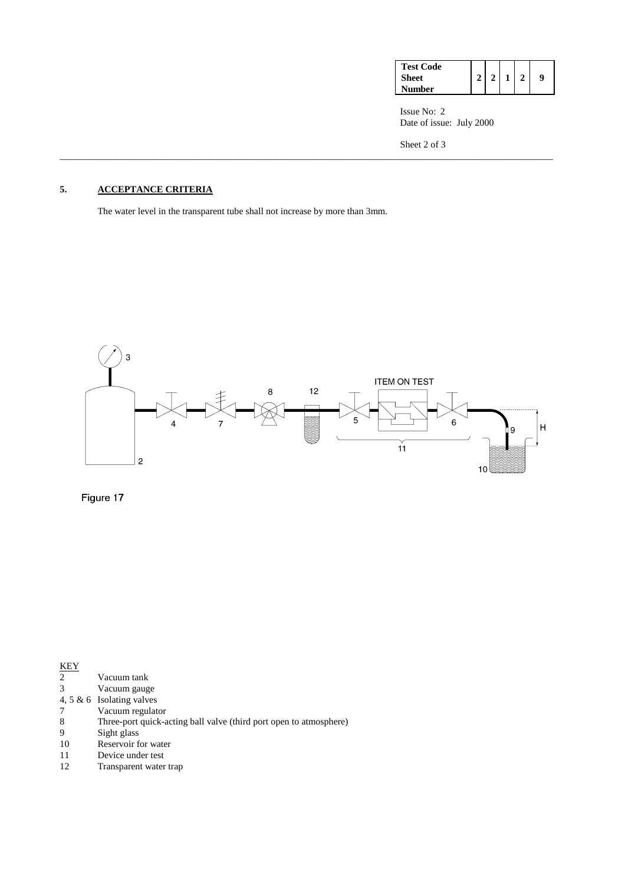## 5. ACCEPTANCE CRITERIA

The water level in the transparent tube shall not increase by more than 3mm.

3

ITEM ON TEST

8

12

4

7

5

6

9

H

11

2

10

Figure 17

KEY

2 Vacuum tank
3 Vacuum gauge
4, 5 & 6 Isolating valves
7 Vacuum regulator
8 Three-port quick-acting ball valve (third port open to atmosphere)
9 Sight glass
10 Reservoir for water
11 Device under test
12 Transparent water trap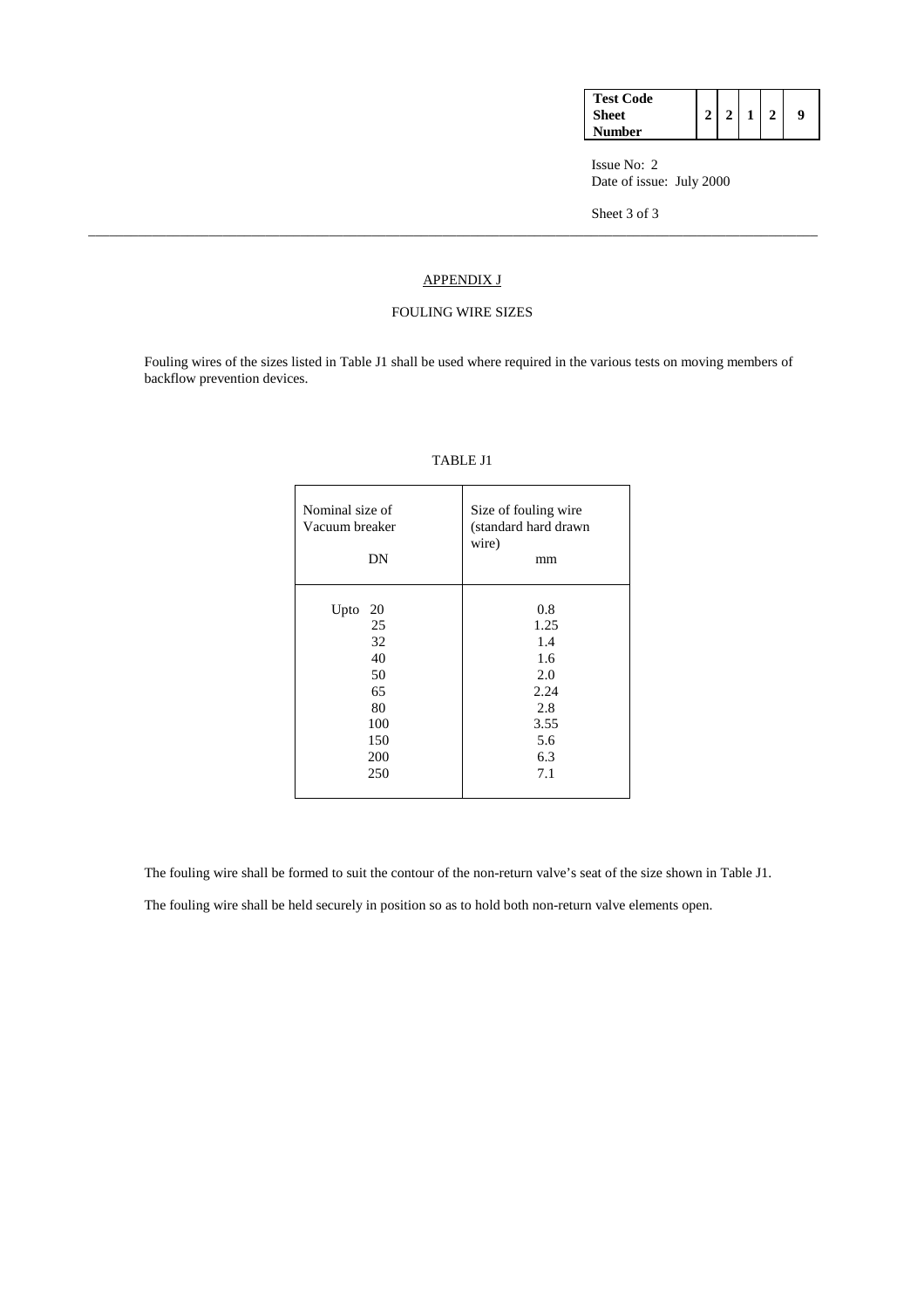| Test Code Sheet Number | 2 | 2 | 1 | 2 | 9 |
|---|---|---|---|---|---|

Issue No: 2
Date of issue: July 2000

## APPENDIX J

### FOULING WIRE SIZES

Fouling wires of the sizes listed in Table J1 shall be used where required in the various tests on moving members of backflow prevention devices.

TABLE J1

| Nominal size of Vacuum breaker DN | Size of fouling wire (standard hard drawn wire) mm |
|---|---|
| Upto 20 | 0.8 |
| 25 | 1.25 |
| 32 | 1.4 |
| 40 | 1.6 |
| 50 | 2.0 |
| 65 | 2.24 |
| 80 | 2.8 |
| 100 | 3.55 |
| 150 | 5.6 |
| 200 | 6.3 |
| 250 | 7.1 |

The fouling wire shall be formed to suit the contour of the non-return valve's seat of the size shown in Table J1.

The fouling wire shall be held securely in position so as to hold both non-return valve elements open.